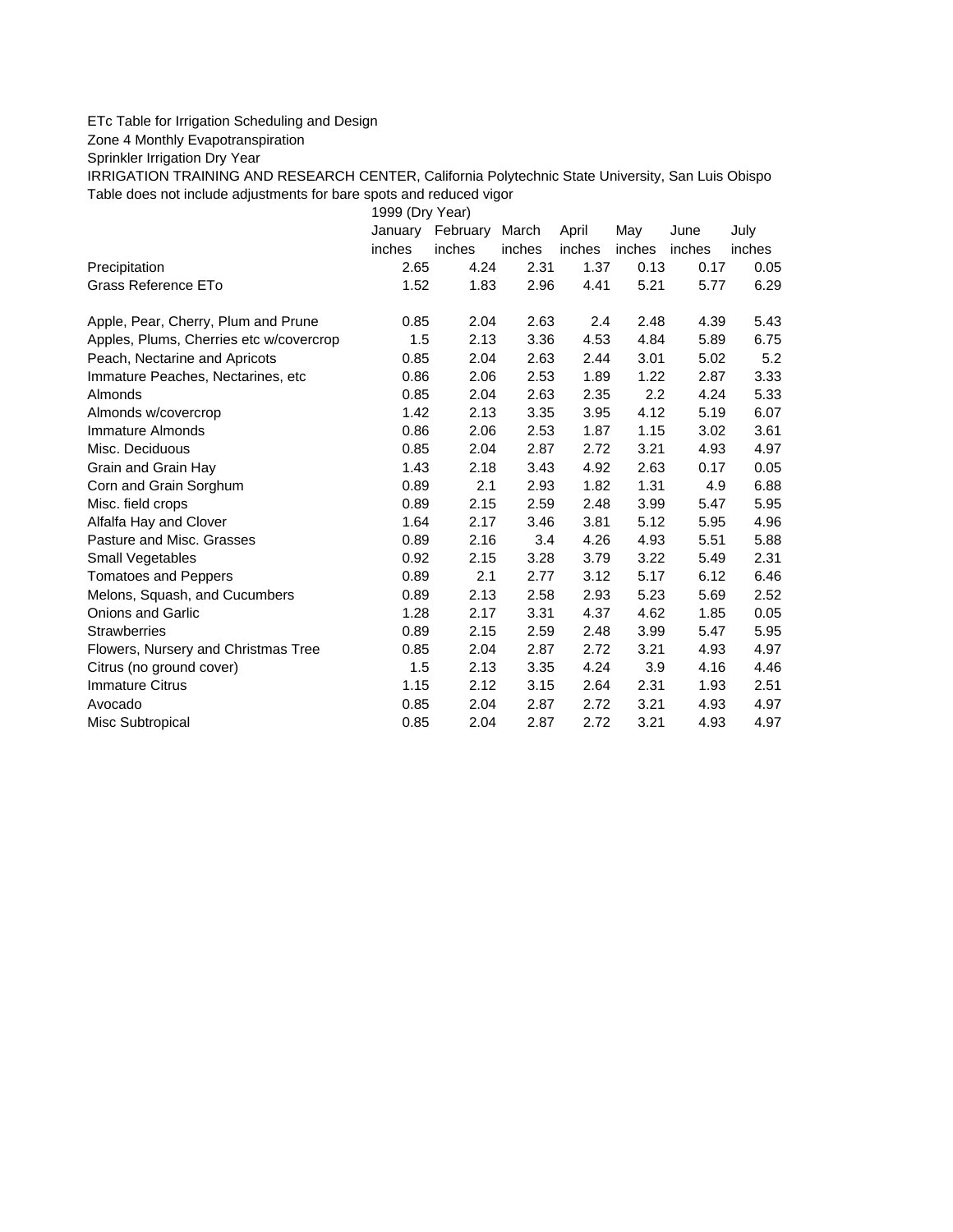ETc Table for Irrigation Scheduling and Design

Zone 4 Monthly Evapotranspiration

Sprinkler Irrigation Dry Year

IRRIGATION TRAINING AND RESEARCH CENTER, California Polytechnic State University, San Luis Obispo

Table does not include adjustments for bare spots and reduced vigor

| | 1999 (Dry Year) | | | | | | |
|---|---|---|---|---|---|---|---|
| | January | February | March | April | May | June | July |
| | inches | inches | inches | inches | inches | inches | inches |
| Precipitation | 2.65 | 4.24 | 2.31 | 1.37 | 0.13 | 0.17 | 0.05 |
| Grass Reference ETo | 1.52 | 1.83 | 2.96 | 4.41 | 5.21 | 5.77 | 6.29 |
| | | | | | | | |
| Apple, Pear, Cherry, Plum and Prune | 0.85 | 2.04 | 2.63 | 2.4 | 2.48 | 4.39 | 5.43 |
| Apples, Plums, Cherries etc w/covercrop | 1.5 | 2.13 | 3.36 | 4.53 | 4.84 | 5.89 | 6.75 |
| Peach, Nectarine and Apricots | 0.85 | 2.04 | 2.63 | 2.44 | 3.01 | 5.02 | 5.2 |
| Immature Peaches, Nectarines, etc | 0.86 | 2.06 | 2.53 | 1.89 | 1.22 | 2.87 | 3.33 |
| Almonds | 0.85 | 2.04 | 2.63 | 2.35 | 2.2 | 4.24 | 5.33 |
| Almonds w/covercrop | 1.42 | 2.13 | 3.35 | 3.95 | 4.12 | 5.19 | 6.07 |
| Immature Almonds | 0.86 | 2.06 | 2.53 | 1.87 | 1.15 | 3.02 | 3.61 |
| Misc. Deciduous | 0.85 | 2.04 | 2.87 | 2.72 | 3.21 | 4.93 | 4.97 |
| Grain and Grain Hay | 1.43 | 2.18 | 3.43 | 4.92 | 2.63 | 0.17 | 0.05 |
| Corn and Grain Sorghum | 0.89 | 2.1 | 2.93 | 1.82 | 1.31 | 4.9 | 6.88 |
| Misc. field crops | 0.89 | 2.15 | 2.59 | 2.48 | 3.99 | 5.47 | 5.95 |
| Alfalfa Hay and Clover | 1.64 | 2.17 | 3.46 | 3.81 | 5.12 | 5.95 | 4.96 |
| Pasture and Misc. Grasses | 0.89 | 2.16 | 3.4 | 4.26 | 4.93 | 5.51 | 5.88 |
| Small Vegetables | 0.92 | 2.15 | 3.28 | 3.79 | 3.22 | 5.49 | 2.31 |
| Tomatoes and Peppers | 0.89 | 2.1 | 2.77 | 3.12 | 5.17 | 6.12 | 6.46 |
| Melons, Squash, and Cucumbers | 0.89 | 2.13 | 2.58 | 2.93 | 5.23 | 5.69 | 2.52 |
| Onions and Garlic | 1.28 | 2.17 | 3.31 | 4.37 | 4.62 | 1.85 | 0.05 |
| Strawberries | 0.89 | 2.15 | 2.59 | 2.48 | 3.99 | 5.47 | 5.95 |
| Flowers, Nursery and Christmas Tree | 0.85 | 2.04 | 2.87 | 2.72 | 3.21 | 4.93 | 4.97 |
| Citrus (no ground cover) | 1.5 | 2.13 | 3.35 | 4.24 | 3.9 | 4.16 | 4.46 |
| Immature Citrus | 1.15 | 2.12 | 3.15 | 2.64 | 2.31 | 1.93 | 2.51 |
| Avocado | 0.85 | 2.04 | 2.87 | 2.72 | 3.21 | 4.93 | 4.97 |
| Misc Subtropical | 0.85 | 2.04 | 2.87 | 2.72 | 3.21 | 4.93 | 4.97 |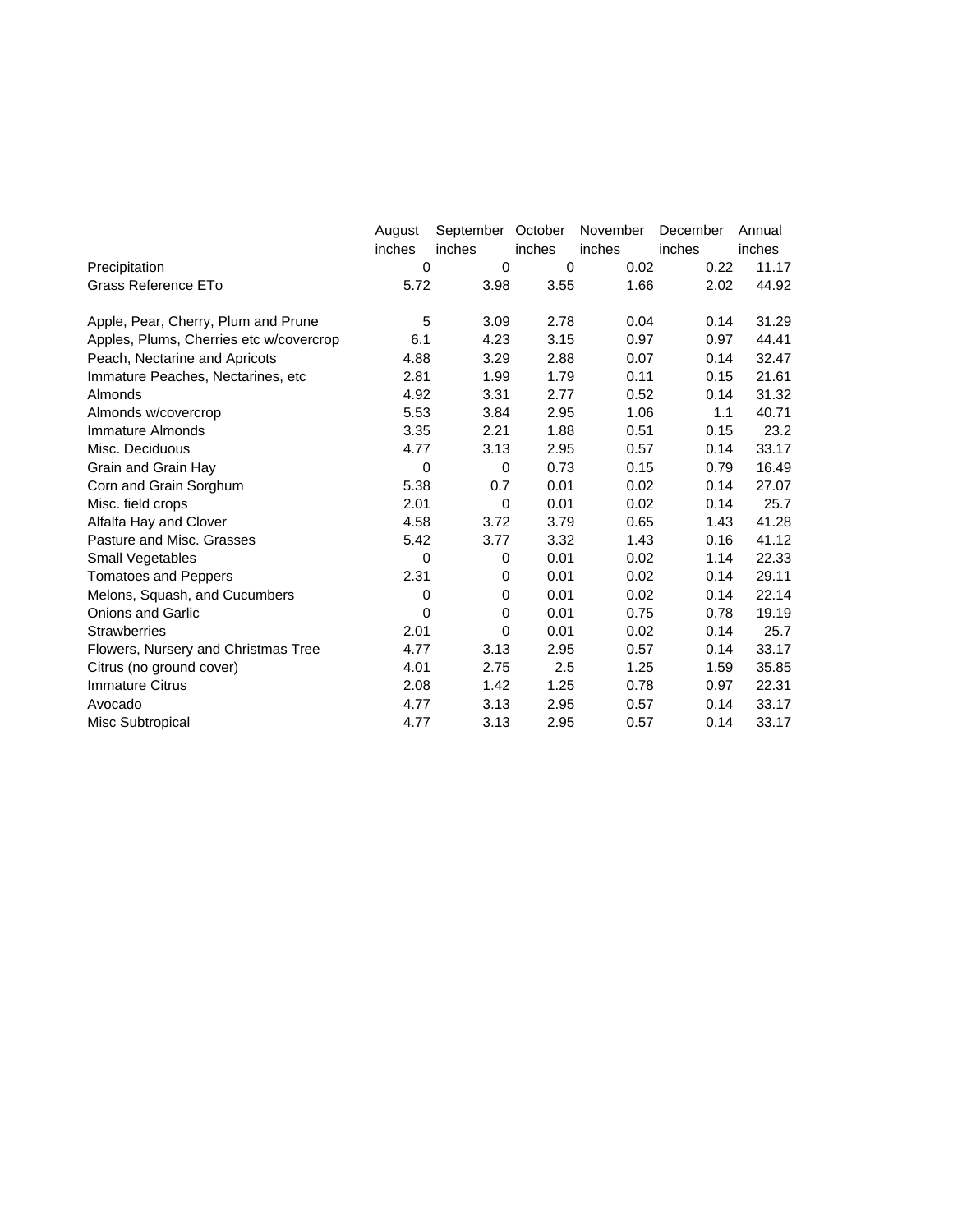| | August inches | September inches | October inches | November inches | December inches | Annual inches |
|---|---|---|---|---|---|---|
| Precipitation | 0 | 0 | 0 | 0.02 | 0.22 | 11.17 |
| Grass Reference ETo | 5.72 | 3.98 | 3.55 | 1.66 | 2.02 | 44.92 |
| | | | | | | |
| Apple, Pear, Cherry, Plum and Prune | 5 | 3.09 | 2.78 | 0.04 | 0.14 | 31.29 |
| Apples, Plums, Cherries etc w/covercrop | 6.1 | 4.23 | 3.15 | 0.97 | 0.97 | 44.41 |
| Peach, Nectarine and Apricots | 4.88 | 3.29 | 2.88 | 0.07 | 0.14 | 32.47 |
| Immature Peaches, Nectarines, etc | 2.81 | 1.99 | 1.79 | 0.11 | 0.15 | 21.61 |
| Almonds | 4.92 | 3.31 | 2.77 | 0.52 | 0.14 | 31.32 |
| Almonds w/covercrop | 5.53 | 3.84 | 2.95 | 1.06 | 1.1 | 40.71 |
| Immature Almonds | 3.35 | 2.21 | 1.88 | 0.51 | 0.15 | 23.2 |
| Misc. Deciduous | 4.77 | 3.13 | 2.95 | 0.57 | 0.14 | 33.17 |
| Grain and Grain Hay | 0 | 0 | 0.73 | 0.15 | 0.79 | 16.49 |
| Corn and Grain Sorghum | 5.38 | 0.7 | 0.01 | 0.02 | 0.14 | 27.07 |
| Misc. field crops | 2.01 | 0 | 0.01 | 0.02 | 0.14 | 25.7 |
| Alfalfa Hay and Clover | 4.58 | 3.72 | 3.79 | 0.65 | 1.43 | 41.28 |
| Pasture and Misc. Grasses | 5.42 | 3.77 | 3.32 | 1.43 | 0.16 | 41.12 |
| Small Vegetables | 0 | 0 | 0.01 | 0.02 | 1.14 | 22.33 |
| Tomatoes and Peppers | 2.31 | 0 | 0.01 | 0.02 | 0.14 | 29.11 |
| Melons, Squash, and Cucumbers | 0 | 0 | 0.01 | 0.02 | 0.14 | 22.14 |
| Onions and Garlic | 0 | 0 | 0.01 | 0.75 | 0.78 | 19.19 |
| Strawberries | 2.01 | 0 | 0.01 | 0.02 | 0.14 | 25.7 |
| Flowers, Nursery and Christmas Tree | 4.77 | 3.13 | 2.95 | 0.57 | 0.14 | 33.17 |
| Citrus (no ground cover) | 4.01 | 2.75 | 2.5 | 1.25 | 1.59 | 35.85 |
| Immature Citrus | 2.08 | 1.42 | 1.25 | 0.78 | 0.97 | 22.31 |
| Avocado | 4.77 | 3.13 | 2.95 | 0.57 | 0.14 | 33.17 |
| Misc Subtropical | 4.77 | 3.13 | 2.95 | 0.57 | 0.14 | 33.17 |